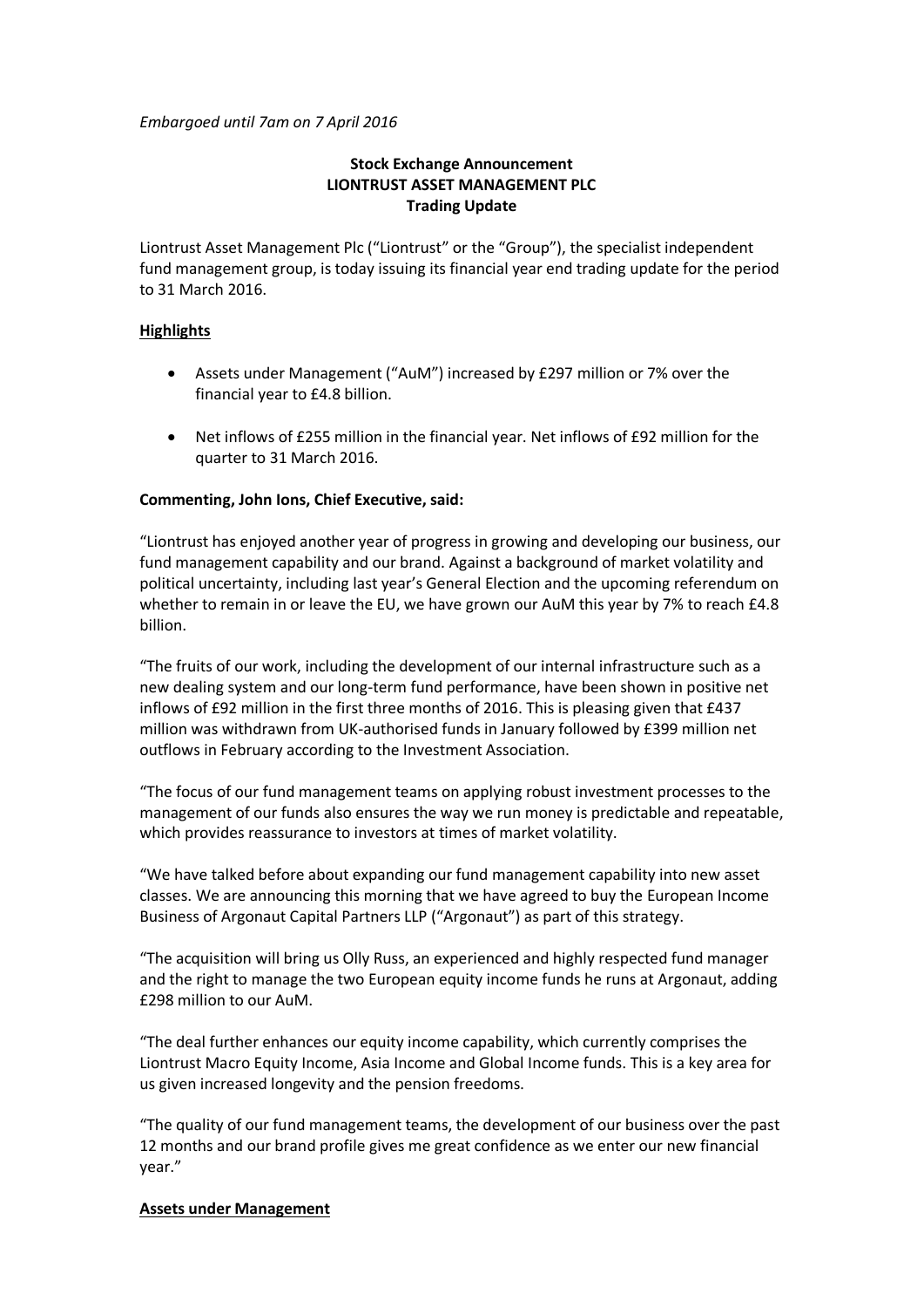*Embargoed until 7am on 7 April 2016*

**Stock Exchange Announcement**
**LIONTRUST ASSET MANAGEMENT PLC**
**Trading Update**

Liontrust Asset Management Plc ("Liontrust" or the "Group"), the specialist independent fund management group, is today issuing its financial year end trading update for the period to 31 March 2016.

## Highlights

- Assets under Management ("AuM") increased by £297 million or 7% over the financial year to £4.8 billion.
- Net inflows of £255 million in the financial year. Net inflows of £92 million for the quarter to 31 March 2016.

**Commenting, John Ions, Chief Executive, said:**

"Liontrust has enjoyed another year of progress in growing and developing our business, our fund management capability and our brand. Against a background of market volatility and political uncertainty, including last year's General Election and the upcoming referendum on whether to remain in or leave the EU, we have grown our AuM this year by 7% to reach £4.8 billion.

"The fruits of our work, including the development of our internal infrastructure such as a new dealing system and our long-term fund performance, have been shown in positive net inflows of £92 million in the first three months of 2016. This is pleasing given that £437 million was withdrawn from UK-authorised funds in January followed by £399 million net outflows in February according to the Investment Association.

"The focus of our fund management teams on applying robust investment processes to the management of our funds also ensures the way we run money is predictable and repeatable, which provides reassurance to investors at times of market volatility.

"We have talked before about expanding our fund management capability into new asset classes. We are announcing this morning that we have agreed to buy the European Income Business of Argonaut Capital Partners LLP ("Argonaut") as part of this strategy.

"The acquisition will bring us Olly Russ, an experienced and highly respected fund manager and the right to manage the two European equity income funds he runs at Argonaut, adding £298 million to our AuM.

"The deal further enhances our equity income capability, which currently comprises the Liontrust Macro Equity Income, Asia Income and Global Income funds. This is a key area for us given increased longevity and the pension freedoms.

"The quality of our fund management teams, the development of our business over the past 12 months and our brand profile gives me great confidence as we enter our new financial year."

## Assets under Management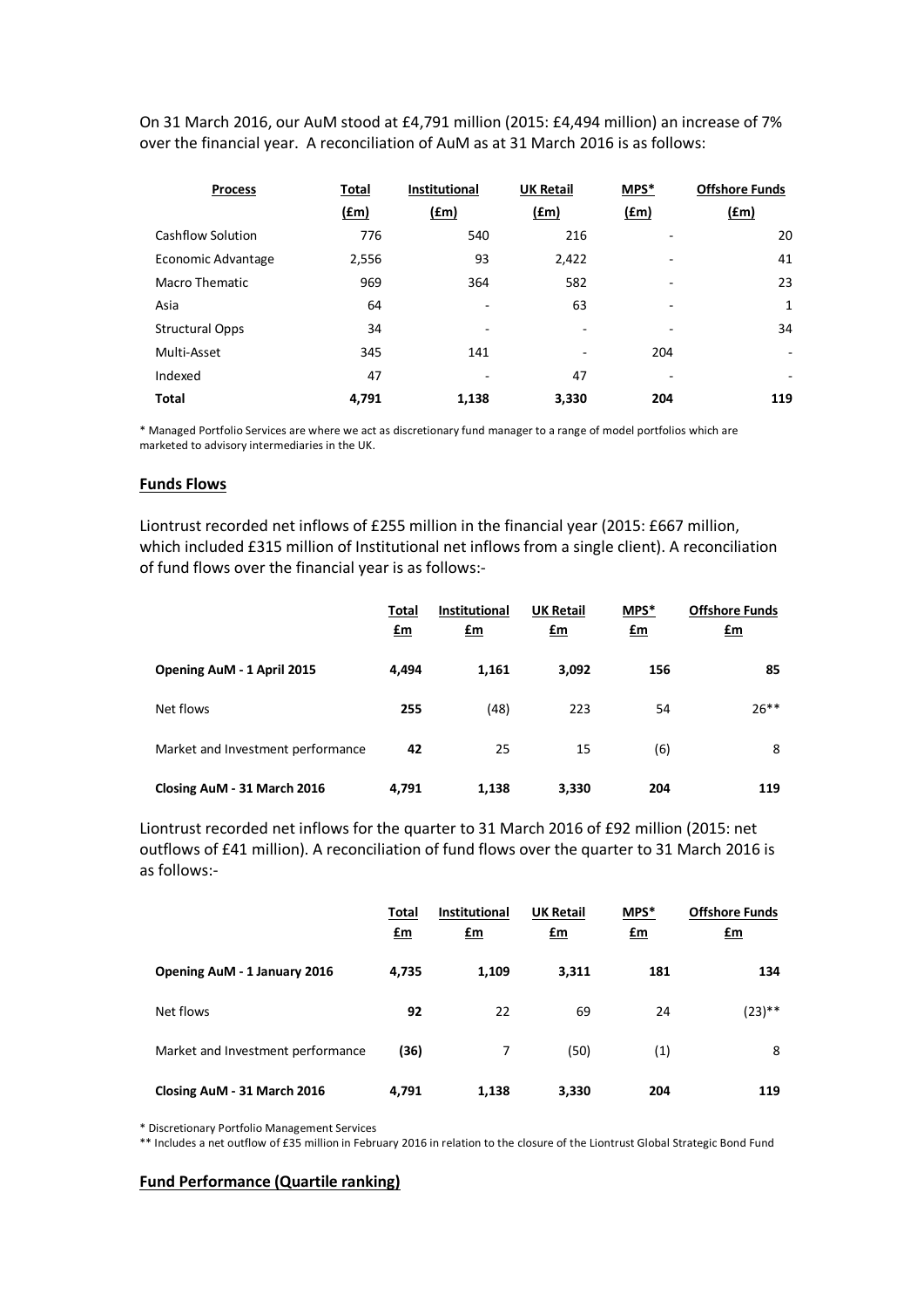On 31 March 2016, our AuM stood at £4,791 million (2015: £4,494 million) an increase of 7% over the financial year. A reconciliation of AuM as at 31 March 2016 is as follows:

| Process | Total (£m) | Institutional (£m) | UK Retail (£m) | MPS* (£m) | Offshore Funds (£m) |
|---|---|---|---|---|---|
| Cashflow Solution | 776 | 540 | 216 | - | 20 |
| Economic Advantage | 2,556 | 93 | 2,422 | - | 41 |
| Macro Thematic | 969 | 364 | 582 | - | 23 |
| Asia | 64 | - | 63 | - | 1 |
| Structural Opps | 34 | - | - | - | 34 |
| Multi-Asset | 345 | 141 | - | 204 | - |
| Indexed | 47 | - | 47 | - | - |
| **Total** | **4,791** | **1,138** | **3,330** | **204** | **119** |

* Managed Portfolio Services are where we act as discretionary fund manager to a range of model portfolios which are marketed to advisory intermediaries in the UK.

## Funds Flows

Liontrust recorded net inflows of £255 million in the financial year (2015: £667 million, which included £315 million of Institutional net inflows from a single client). A reconciliation of fund flows over the financial year is as follows:-

| | Total £m | Institutional £m | UK Retail £m | MPS* £m | Offshore Funds £m |
|---|---|---|---|---|---|
| **Opening AuM - 1 April 2015** | **4,494** | **1,161** | **3,092** | **156** | **85** |
| Net flows | **255** | (48) | 223 | 54 | 26** |
| Market and Investment performance | **42** | 25 | 15 | (6) | 8 |
| **Closing AuM - 31 March 2016** | **4,791** | **1,138** | **3,330** | **204** | **119** |

Liontrust recorded net inflows for the quarter to 31 March 2016 of £92 million (2015: net outflows of £41 million). A reconciliation of fund flows over the quarter to 31 March 2016 is as follows:-

| | Total £m | Institutional £m | UK Retail £m | MPS* £m | Offshore Funds £m |
|---|---|---|---|---|---|
| **Opening AuM - 1 January 2016** | **4,735** | **1,109** | **3,311** | **181** | **134** |
| Net flows | **92** | 22 | 69 | 24 | (23)** |
| Market and Investment performance | **(36)** | 7 | (50) | (1) | 8 |
| **Closing AuM - 31 March 2016** | **4,791** | **1,138** | **3,330** | **204** | **119** |

* Discretionary Portfolio Management Services

** Includes a net outflow of £35 million in February 2016 in relation to the closure of the Liontrust Global Strategic Bond Fund

## Fund Performance (Quartile ranking)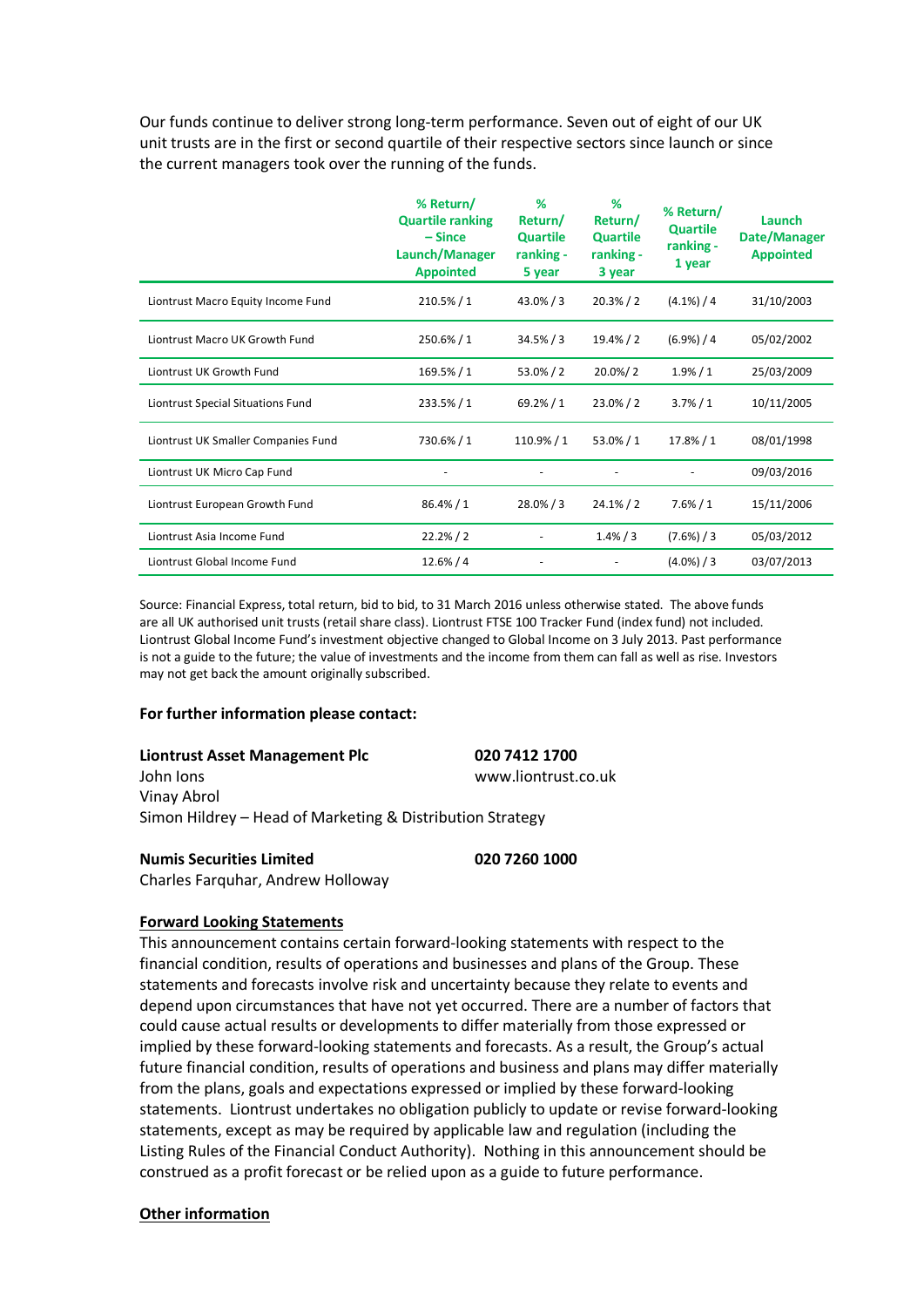Our funds continue to deliver strong long-term performance. Seven out of eight of our UK unit trusts are in the first or second quartile of their respective sectors since launch or since the current managers took over the running of the funds.

| | % Return/ Quartile ranking – Since Launch/Manager Appointed | % Return/ Quartile ranking - 5 year | % Return/ Quartile ranking - 3 year | % Return/ Quartile ranking - 1 year | Launch Date/Manager Appointed |
|---|---|---|---|---|---|
| Liontrust Macro Equity Income Fund | 210.5% / 1 | 43.0% / 3 | 20.3% / 2 | (4.1%) / 4 | 31/10/2003 |
| Liontrust Macro UK Growth Fund | 250.6% / 1 | 34.5% / 3 | 19.4% / 2 | (6.9%) / 4 | 05/02/2002 |
| Liontrust UK Growth Fund | 169.5% / 1 | 53.0% / 2 | 20.0%/ 2 | 1.9% / 1 | 25/03/2009 |
| Liontrust Special Situations Fund | 233.5% / 1 | 69.2% / 1 | 23.0% / 2 | 3.7% / 1 | 10/11/2005 |
| Liontrust UK Smaller Companies Fund | 730.6% / 1 | 110.9% / 1 | 53.0% / 1 | 17.8% / 1 | 08/01/1998 |
| Liontrust UK Micro Cap Fund | - | - | - | - | 09/03/2016 |
| Liontrust European Growth Fund | 86.4% / 1 | 28.0% / 3 | 24.1% / 2 | 7.6% / 1 | 15/11/2006 |
| Liontrust Asia Income Fund | 22.2% / 2 | - | 1.4% / 3 | (7.6%) / 3 | 05/03/2012 |
| Liontrust Global Income Fund | 12.6% / 4 | - | - | (4.0%) / 3 | 03/07/2013 |

Source: Financial Express, total return, bid to bid, to 31 March 2016 unless otherwise stated. The above funds are all UK authorised unit trusts (retail share class). Liontrust FTSE 100 Tracker Fund (index fund) not included. Liontrust Global Income Fund's investment objective changed to Global Income on 3 July 2013. Past performance is not a guide to the future; the value of investments and the income from them can fall as well as rise. Investors may not get back the amount originally subscribed.

**For further information please contact:**

**Liontrust Asset Management Plc** — **020 7412 1700**
John Ions — www.liontrust.co.uk
Vinay Abrol
Simon Hildrey – Head of Marketing & Distribution Strategy

**Numis Securities Limited** — **020 7260 1000**
Charles Farquhar, Andrew Holloway

**Forward Looking Statements**

This announcement contains certain forward-looking statements with respect to the financial condition, results of operations and businesses and plans of the Group. These statements and forecasts involve risk and uncertainty because they relate to events and depend upon circumstances that have not yet occurred. There are a number of factors that could cause actual results or developments to differ materially from those expressed or implied by these forward-looking statements and forecasts. As a result, the Group's actual future financial condition, results of operations and business and plans may differ materially from the plans, goals and expectations expressed or implied by these forward-looking statements. Liontrust undertakes no obligation publicly to update or revise forward-looking statements, except as may be required by applicable law and regulation (including the Listing Rules of the Financial Conduct Authority). Nothing in this announcement should be construed as a profit forecast or be relied upon as a guide to future performance.

**Other information**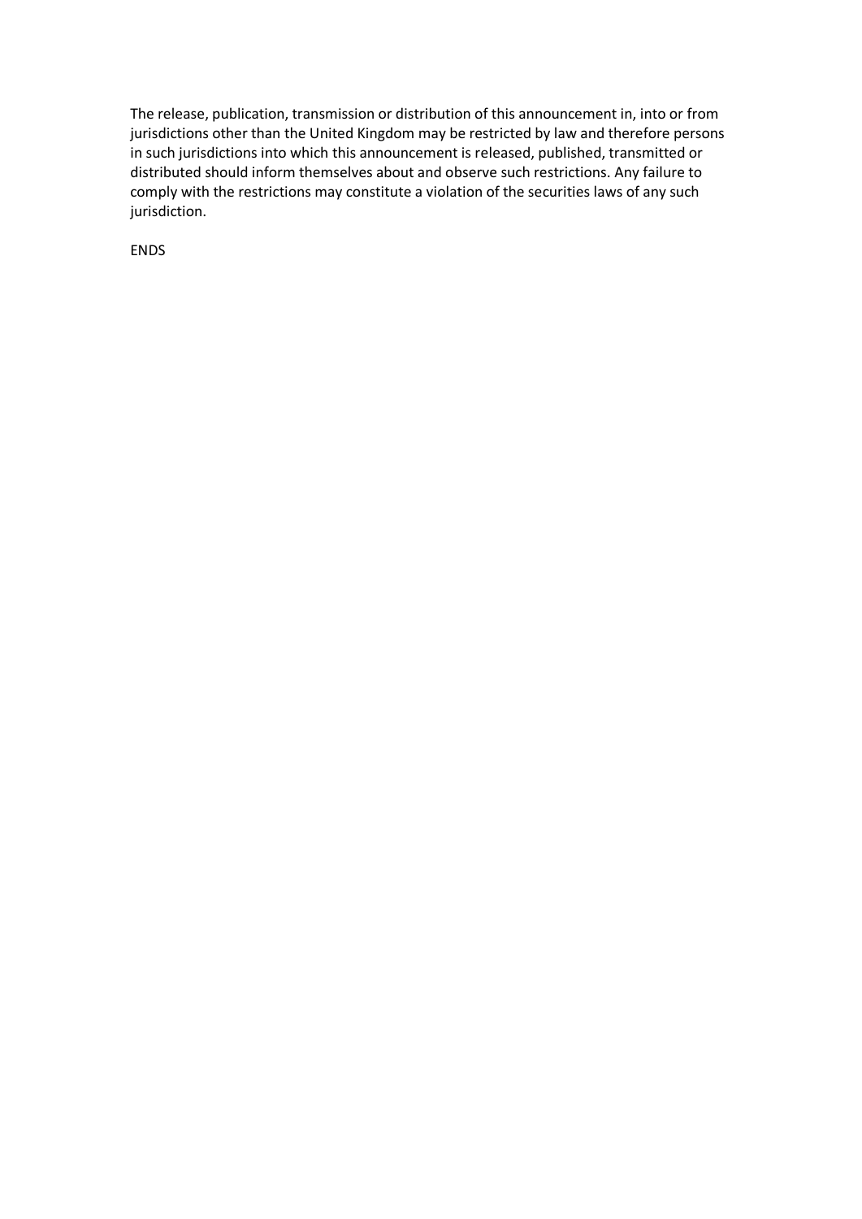The release, publication, transmission or distribution of this announcement in, into or from jurisdictions other than the United Kingdom may be restricted by law and therefore persons in such jurisdictions into which this announcement is released, published, transmitted or distributed should inform themselves about and observe such restrictions. Any failure to comply with the restrictions may constitute a violation of the securities laws of any such jurisdiction.

ENDS